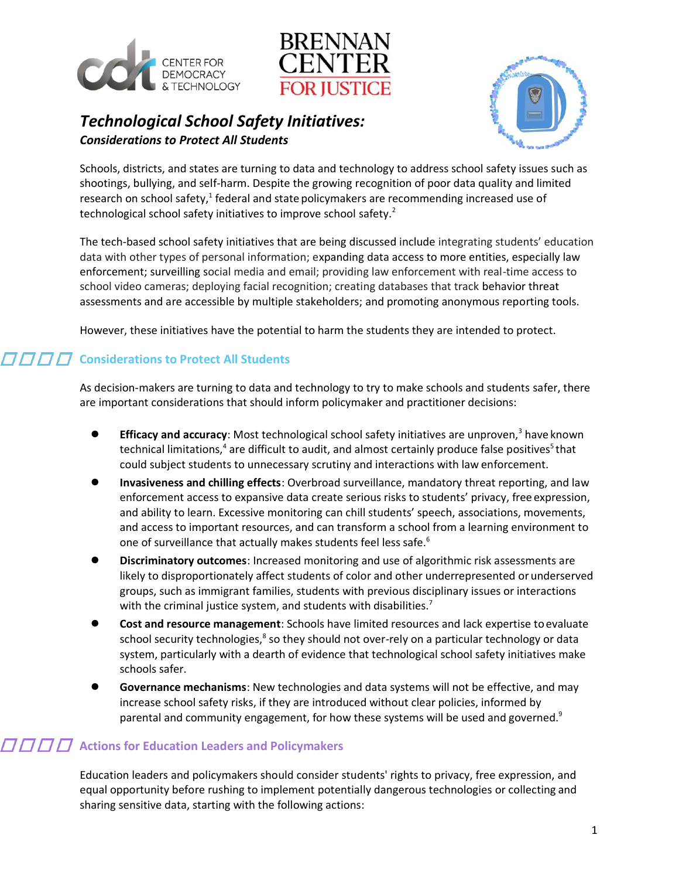# *Technological School Safety Initiatives:*

***Considerations to Protect All Students***

Schools, districts, and states are turning to data and technology to address school safety issues such as shootings, bullying, and self-harm. Despite the growing recognition of poor data quality and limited research on school safety,[1] federal and state policymakers are recommending increased use of technological school safety initiatives to improve school safety.[2]

The tech-based school safety initiatives that are being discussed include integrating students' education data with other types of personal information; expanding data access to more entities, especially law enforcement; surveilling social media and email; providing law enforcement with real-time access to school video cameras; deploying facial recognition; creating databases that track behavior threat assessments and are accessible by multiple stakeholders; and promoting anonymous reporting tools.

However, these initiatives have the potential to harm the students they are intended to protect.

## Considerations to Protect All Students

As decision-makers are turning to data and technology to try to make schools and students safer, there are important considerations that should inform policymaker and practitioner decisions:

- **Efficacy and accuracy**: Most technological school safety initiatives are unproven,[3] have known technical limitations,[4] are difficult to audit, and almost certainly produce false positives[5] that could subject students to unnecessary scrutiny and interactions with law enforcement.
- **Invasiveness and chilling effects**: Overbroad surveillance, mandatory threat reporting, and law enforcement access to expansive data create serious risks to students' privacy, free expression, and ability to learn. Excessive monitoring can chill students' speech, associations, movements, and access to important resources, and can transform a school from a learning environment to one of surveillance that actually makes students feel less safe.[6]
- **Discriminatory outcomes**: Increased monitoring and use of algorithmic risk assessments are likely to disproportionately affect students of color and other underrepresented or underserved groups, such as immigrant families, students with previous disciplinary issues or interactions with the criminal justice system, and students with disabilities.[7]
- **Cost and resource management**: Schools have limited resources and lack expertise to evaluate school security technologies,[8] so they should not over-rely on a particular technology or data system, particularly with a dearth of evidence that technological school safety initiatives make schools safer.
- **Governance mechanisms**: New technologies and data systems will not be effective, and may increase school safety risks, if they are introduced without clear policies, informed by parental and community engagement, for how these systems will be used and governed.[9]

## Actions for Education Leaders and Policymakers

Education leaders and policymakers should consider students' rights to privacy, free expression, and equal opportunity before rushing to implement potentially dangerous technologies or collecting and sharing sensitive data, starting with the following actions: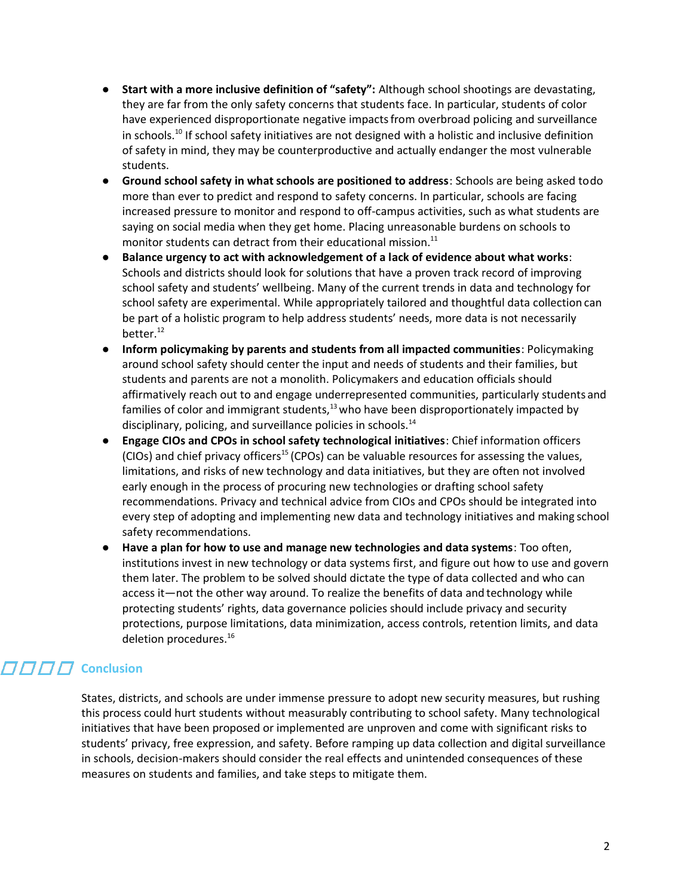- **Start with a more inclusive definition of "safety":** Although school shootings are devastating, they are far from the only safety concerns that students face. In particular, students of color have experienced disproportionate negative impacts from overbroad policing and surveillance in schools.[10] If school safety initiatives are not designed with a holistic and inclusive definition of safety in mind, they may be counterproductive and actually endanger the most vulnerable students.
- **Ground school safety in what schools are positioned to address**: Schools are being asked to do more than ever to predict and respond to safety concerns. In particular, schools are facing increased pressure to monitor and respond to off-campus activities, such as what students are saying on social media when they get home. Placing unreasonable burdens on schools to monitor students can detract from their educational mission.[11]
- **Balance urgency to act with acknowledgement of a lack of evidence about what works**: Schools and districts should look for solutions that have a proven track record of improving school safety and students' wellbeing. Many of the current trends in data and technology for school safety are experimental. While appropriately tailored and thoughtful data collection can be part of a holistic program to help address students' needs, more data is not necessarily better.[12]
- **Inform policymaking by parents and students from all impacted communities**: Policymaking around school safety should center the input and needs of students and their families, but students and parents are not a monolith. Policymakers and education officials should affirmatively reach out to and engage underrepresented communities, particularly students and families of color and immigrant students,[13] who have been disproportionately impacted by disciplinary, policing, and surveillance policies in schools.[14]
- **Engage CIOs and CPOs in school safety technological initiatives**: Chief information officers (CIOs) and chief privacy officers[15] (CPOs) can be valuable resources for assessing the values, limitations, and risks of new technology and data initiatives, but they are often not involved early enough in the process of procuring new technologies or drafting school safety recommendations. Privacy and technical advice from CIOs and CPOs should be integrated into every step of adopting and implementing new data and technology initiatives and making school safety recommendations.
- **Have a plan for how to use and manage new technologies and data systems**: Too often, institutions invest in new technology or data systems first, and figure out how to use and govern them later. The problem to be solved should dictate the type of data collected and who can access it—not the other way around. To realize the benefits of data and technology while protecting students' rights, data governance policies should include privacy and security protections, purpose limitations, data minimization, access controls, retention limits, and data deletion procedures.[16]

## Conclusion

States, districts, and schools are under immense pressure to adopt new security measures, but rushing this process could hurt students without measurably contributing to school safety. Many technological initiatives that have been proposed or implemented are unproven and come with significant risks to students' privacy, free expression, and safety. Before ramping up data collection and digital surveillance in schools, decision-makers should consider the real effects and unintended consequences of these measures on students and families, and take steps to mitigate them.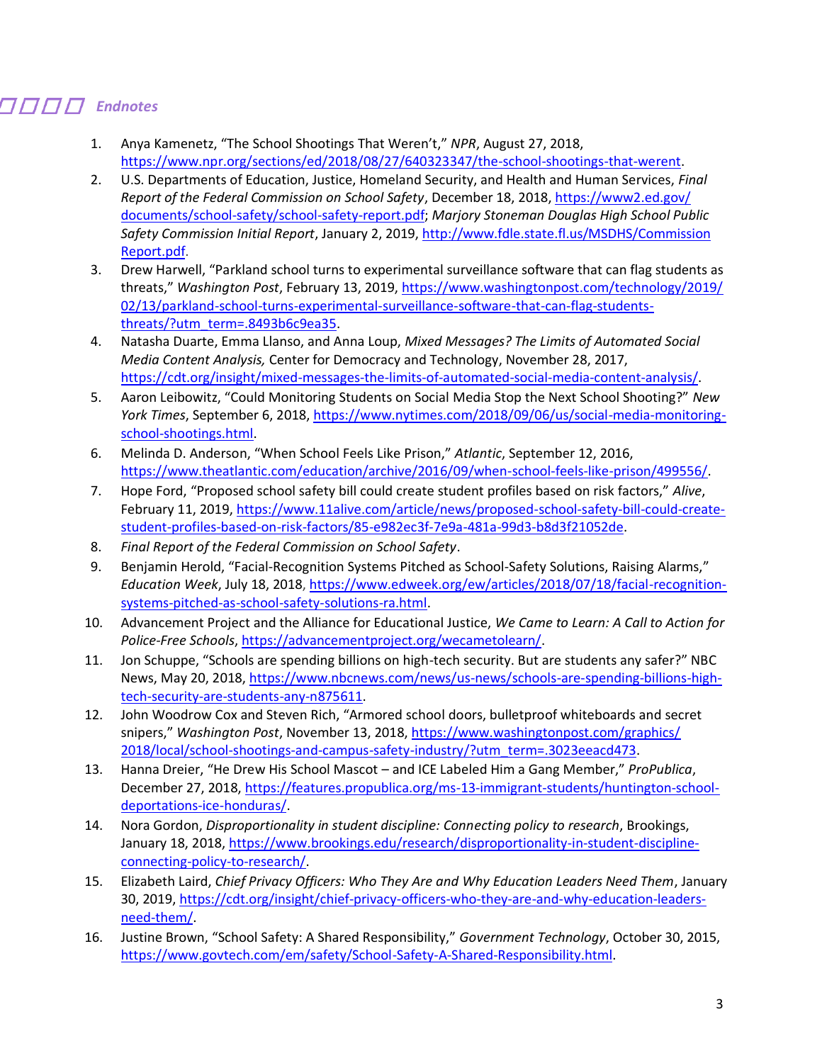## Endnotes

1. Anya Kamenetz, "The School Shootings That Weren't," *NPR*, August 27, 2018, https://www.npr.org/sections/ed/2018/08/27/640323347/the-school-shootings-that-werent.
2. U.S. Departments of Education, Justice, Homeland Security, and Health and Human Services, *Final Report of the Federal Commission on School Safety*, December 18, 2018, https://www2.ed.gov/documents/school-safety/school-safety-report.pdf; *Marjory Stoneman Douglas High School Public Safety Commission Initial Report*, January 2, 2019, http://www.fdle.state.fl.us/MSDHS/CommissionReport.pdf.
3. Drew Harwell, "Parkland school turns to experimental surveillance software that can flag students as threats," *Washington Post*, February 13, 2019, https://www.washingtonpost.com/technology/2019/02/13/parkland-school-turns-experimental-surveillance-software-that-can-flag-students-threats/?utm_term=.8493b6c9ea35.
4. Natasha Duarte, Emma Llanso, and Anna Loup, *Mixed Messages? The Limits of Automated Social Media Content Analysis,* Center for Democracy and Technology, November 28, 2017, https://cdt.org/insight/mixed-messages-the-limits-of-automated-social-media-content-analysis/.
5. Aaron Leibowitz, "Could Monitoring Students on Social Media Stop the Next School Shooting?" *New York Times*, September 6, 2018, https://www.nytimes.com/2018/09/06/us/social-media-monitoring-school-shootings.html.
6. Melinda D. Anderson, "When School Feels Like Prison," *Atlantic*, September 12, 2016, https://www.theatlantic.com/education/archive/2016/09/when-school-feels-like-prison/499556/.
7. Hope Ford, "Proposed school safety bill could create student profiles based on risk factors," *Alive*, February 11, 2019, https://www.11alive.com/article/news/proposed-school-safety-bill-could-create-student-profiles-based-on-risk-factors/85-e982ec3f-7e9a-481a-99d3-b8d3f21052de.
8. *Final Report of the Federal Commission on School Safety*.
9. Benjamin Herold, "Facial-Recognition Systems Pitched as School-Safety Solutions, Raising Alarms," *Education Week*, July 18, 2018, https://www.edweek.org/ew/articles/2018/07/18/facial-recognition-systems-pitched-as-school-safety-solutions-ra.html.
10. Advancement Project and the Alliance for Educational Justice, *We Came to Learn: A Call to Action for Police-Free Schools*, https://advancementproject.org/wecametolearn/.
11. Jon Schuppe, "Schools are spending billions on high-tech security. But are students any safer?" NBC News, May 20, 2018, https://www.nbcnews.com/news/us-news/schools-are-spending-billions-high-tech-security-are-students-any-n875611.
12. John Woodrow Cox and Steven Rich, "Armored school doors, bulletproof whiteboards and secret snipers," *Washington Post*, November 13, 2018, https://www.washingtonpost.com/graphics/2018/local/school-shootings-and-campus-safety-industry/?utm_term=.3023eeacd473.
13. Hanna Dreier, "He Drew His School Mascot – and ICE Labeled Him a Gang Member," *ProPublica*, December 27, 2018, https://features.propublica.org/ms-13-immigrant-students/huntington-school-deportations-ice-honduras/.
14. Nora Gordon, *Disproportionality in student discipline: Connecting policy to research*, Brookings, January 18, 2018, https://www.brookings.edu/research/disproportionality-in-student-discipline-connecting-policy-to-research/.
15. Elizabeth Laird, *Chief Privacy Officers: Who They Are and Why Education Leaders Need Them*, January 30, 2019, https://cdt.org/insight/chief-privacy-officers-who-they-are-and-why-education-leaders-need-them/.
16. Justine Brown, "School Safety: A Shared Responsibility," *Government Technology*, October 30, 2015, https://www.govtech.com/em/safety/School-Safety-A-Shared-Responsibility.html.